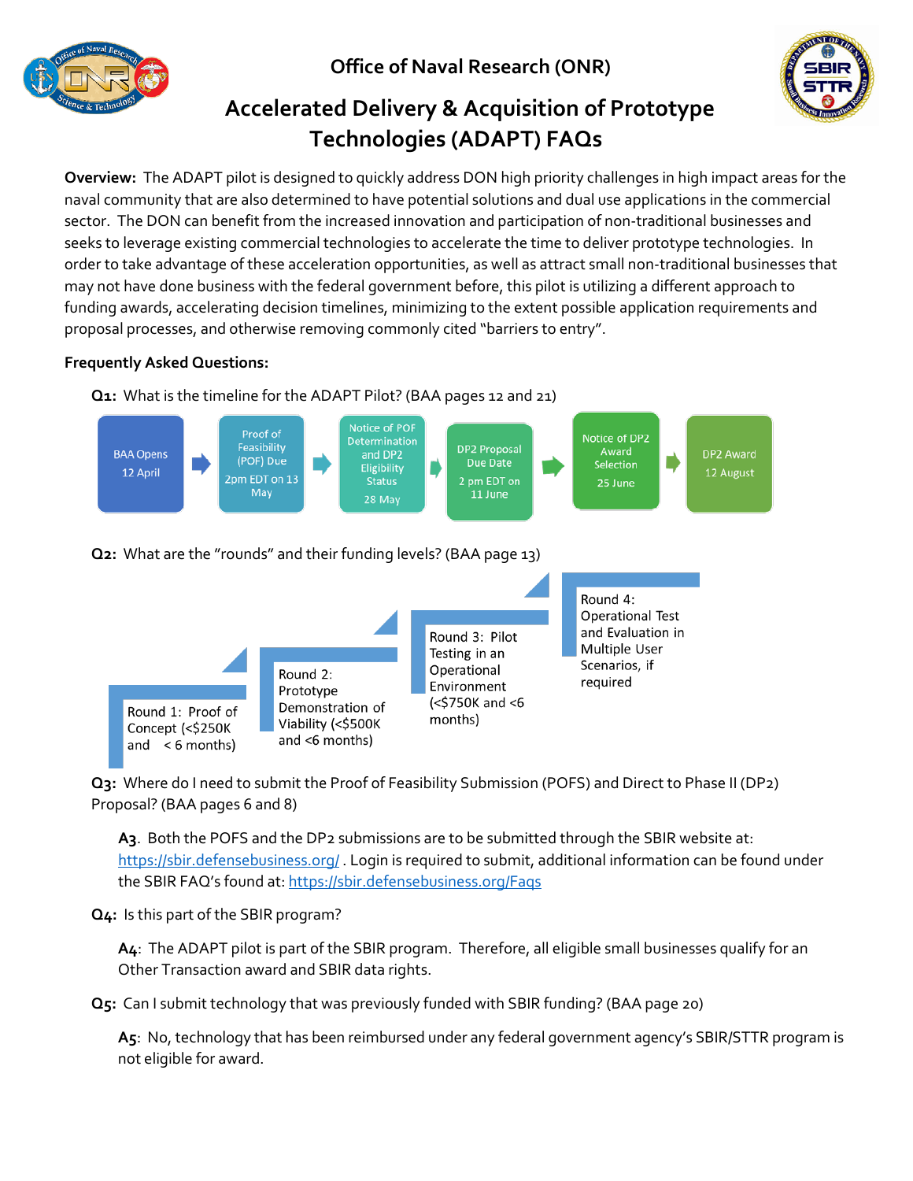# Office of Naval Research (ONR)

## Accelerated Delivery & Acquisition of Prototype Technologies (ADAPT) FAQs

**Overview:** The ADAPT pilot is designed to quickly address DON high priority challenges in high impact areas for the naval community that are also determined to have potential solutions and dual use applications in the commercial sector. The DON can benefit from the increased innovation and participation of non-traditional businesses and seeks to leverage existing commercial technologies to accelerate the time to deliver prototype technologies. In order to take advantage of these acceleration opportunities, as well as attract small non-traditional businesses that may not have done business with the federal government before, this pilot is utilizing a different approach to funding awards, accelerating decision timelines, minimizing to the extent possible application requirements and proposal processes, and otherwise removing commonly cited "barriers to entry".

**Frequently Asked Questions:**

**Q1:** What is the timeline for the ADAPT Pilot? (BAA pages 12 and 21)

BAA Opens 12 April → Proof of Feasibility (POF) Due 2pm EDT on 13 May → Notice of POF Determination and DP2 Eligibility Status 28 May → DP2 Proposal Due Date 2 pm EDT on 11 June → Notice of DP2 Award Selection 25 June → DP2 Award 12 August

**Q2:** What are the "rounds" and their funding levels? (BAA page 13)

Round 1: Proof of Concept (<$250K and < 6 months)

Round 2: Prototype Demonstration of Viability (<$500K and <6 months)

Round 3: Pilot Testing in an Operational Environment (<$750K and <6 months)

Round 4: Operational Test and Evaluation in Multiple User Scenarios, if required

**Q3:** Where do I need to submit the Proof of Feasibility Submission (POFS) and Direct to Phase II (DP2) Proposal? (BAA pages 6 and 8)

**A3**. Both the POFS and the DP2 submissions are to be submitted through the SBIR website at: https://sbir.defensebusiness.org/ . Login is required to submit, additional information can be found under the SBIR FAQ's found at: https://sbir.defensebusiness.org/Faqs

**Q4:** Is this part of the SBIR program?

**A4**: The ADAPT pilot is part of the SBIR program. Therefore, all eligible small businesses qualify for an Other Transaction award and SBIR data rights.

**Q5:** Can I submit technology that was previously funded with SBIR funding? (BAA page 20)

**A5**: No, technology that has been reimbursed under any federal government agency's SBIR/STTR program is not eligible for award.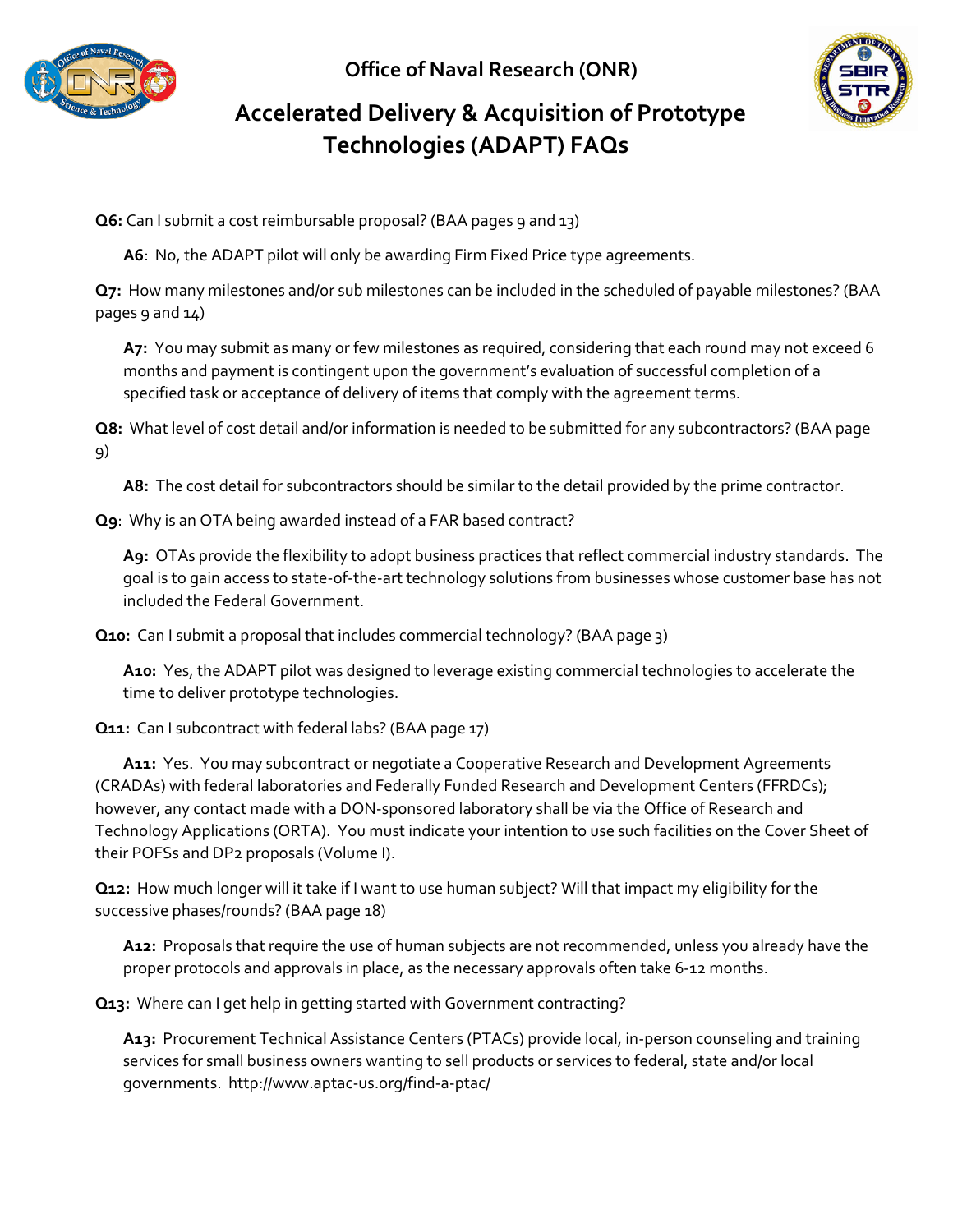# Office of Naval Research (ONR)

## Accelerated Delivery & Acquisition of Prototype Technologies (ADAPT) FAQs

**Q6:** Can I submit a cost reimbursable proposal? (BAA pages 9 and 13)

**A6**: No, the ADAPT pilot will only be awarding Firm Fixed Price type agreements.

**Q7:** How many milestones and/or sub milestones can be included in the scheduled of payable milestones? (BAA pages 9 and 14)

**A7:** You may submit as many or few milestones as required, considering that each round may not exceed 6 months and payment is contingent upon the government's evaluation of successful completion of a specified task or acceptance of delivery of items that comply with the agreement terms.

**Q8:** What level of cost detail and/or information is needed to be submitted for any subcontractors? (BAA page 9)

**A8:** The cost detail for subcontractors should be similar to the detail provided by the prime contractor.

**Q9**: Why is an OTA being awarded instead of a FAR based contract?

**A9:** OTAs provide the flexibility to adopt business practices that reflect commercial industry standards. The goal is to gain access to state-of-the-art technology solutions from businesses whose customer base has not included the Federal Government.

**Q10:** Can I submit a proposal that includes commercial technology? (BAA page 3)

**A10:** Yes, the ADAPT pilot was designed to leverage existing commercial technologies to accelerate the time to deliver prototype technologies.

**Q11:** Can I subcontract with federal labs? (BAA page 17)

**A11:** Yes. You may subcontract or negotiate a Cooperative Research and Development Agreements (CRADAs) with federal laboratories and Federally Funded Research and Development Centers (FFRDCs); however, any contact made with a DON-sponsored laboratory shall be via the Office of Research and Technology Applications (ORTA). You must indicate your intention to use such facilities on the Cover Sheet of their POFSs and DP2 proposals (Volume I).

**Q12:** How much longer will it take if I want to use human subject? Will that impact my eligibility for the successive phases/rounds? (BAA page 18)

**A12:** Proposals that require the use of human subjects are not recommended, unless you already have the proper protocols and approvals in place, as the necessary approvals often take 6-12 months.

**Q13:** Where can I get help in getting started with Government contracting?

**A13:** Procurement Technical Assistance Centers (PTACs) provide local, in-person counseling and training services for small business owners wanting to sell products or services to federal, state and/or local governments. http://www.aptac-us.org/find-a-ptac/